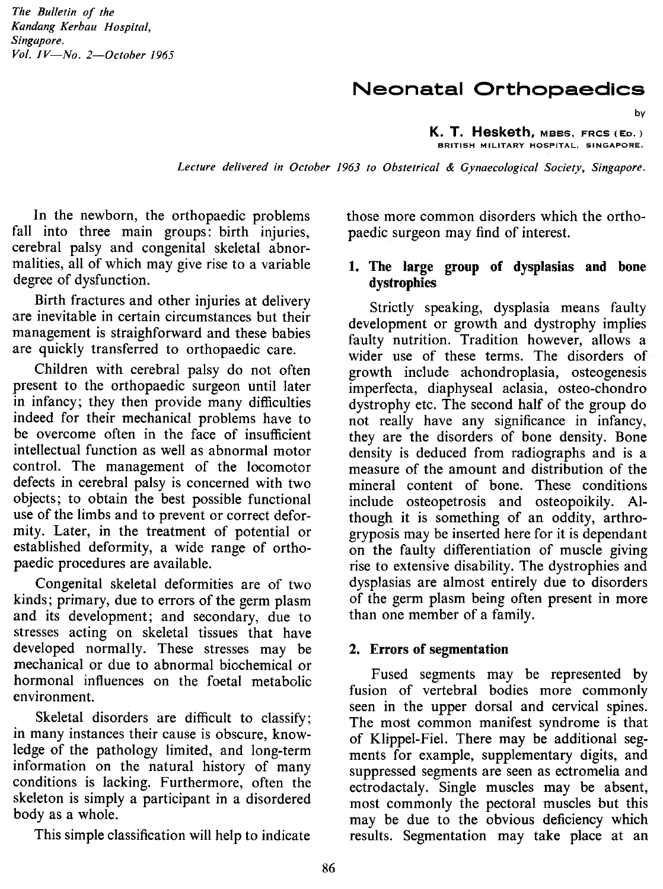# Neonatal Orthopaedics

by

**K. T. Hesketh,** MBBS, FRCS (Ed.)
BRITISH MILITARY HOSPITAL, SINGAPORE.

*Lecture delivered in October 1963 to Obstetrical & Gynaecological Society, Singapore.*

In the newborn, the orthopaedic problems fall into three main groups: birth injuries, cerebral palsy and congenital skeletal abnormalities, all of which may give rise to a variable degree of dysfunction.

Birth fractures and other injuries at delivery are inevitable in certain circumstances but their management is straighforward and these babies are quickly transferred to orthopaedic care.

Children with cerebral palsy do not often present to the orthopaedic surgeon until later in infancy; they then provide many difficulties indeed for their mechanical problems have to be overcome often in the face of insufficient intellectual function as well as abnormal motor control. The management of the locomotor defects in cerebral palsy is concerned with two objects; to obtain the best possible functional use of the limbs and to prevent or correct deformity. Later, in the treatment of potential or established deformity, a wide range of orthopaedic procedures are available.

Congenital skeletal deformities are of two kinds; primary, due to errors of the germ plasm and its development; and secondary, due to stresses acting on skeletal tissues that have developed normally. These stresses may be mechanical or due to abnormal biochemical or hormonal influences on the foetal metabolic environment.

Skeletal disorders are difficult to classify; in many instances their cause is obscure, knowledge of the pathology limited, and long-term information on the natural history of many conditions is lacking. Furthermore, often the skeleton is simply a participant in a disordered body as a whole.

This simple classification will help to indicate those more common disorders which the orthopaedic surgeon may find of interest.

### 1. The large group of dysplasias and bone dystrophies

Strictly speaking, dysplasia means faulty development or growth and dystrophy implies faulty nutrition. Tradition however, allows a wider use of these terms. The disorders of growth include achondroplasia, osteogenesis imperfecta, diaphyseal aclasia, osteo-chondro dystrophy etc. The second half of the group do not really have any significance in infancy, they are the disorders of bone density. Bone density is deduced from radiographs and is a measure of the amount and distribution of the mineral content of bone. These conditions include osteopetrosis and osteopoikily. Although it is something of an oddity, arthrogryposis may be inserted here for it is dependant on the faulty differentiation of muscle giving rise to extensive disability. The dystrophies and dysplasias are almost entirely due to disorders of the germ plasm being often present in more than one member of a family.

### 2. Errors of segmentation

Fused segments may be represented by fusion of vertebral bodies more commonly seen in the upper dorsal and cervical spines. The most common manifest syndrome is that of Klippel-Fiel. There may be additional segments for example, supplementary digits, and suppressed segments are seen as ectromelia and ectrodactaly. Single muscles may be absent, most commonly the pectoral muscles but this may be due to the obvious deficiency which results. Segmentation may take place at an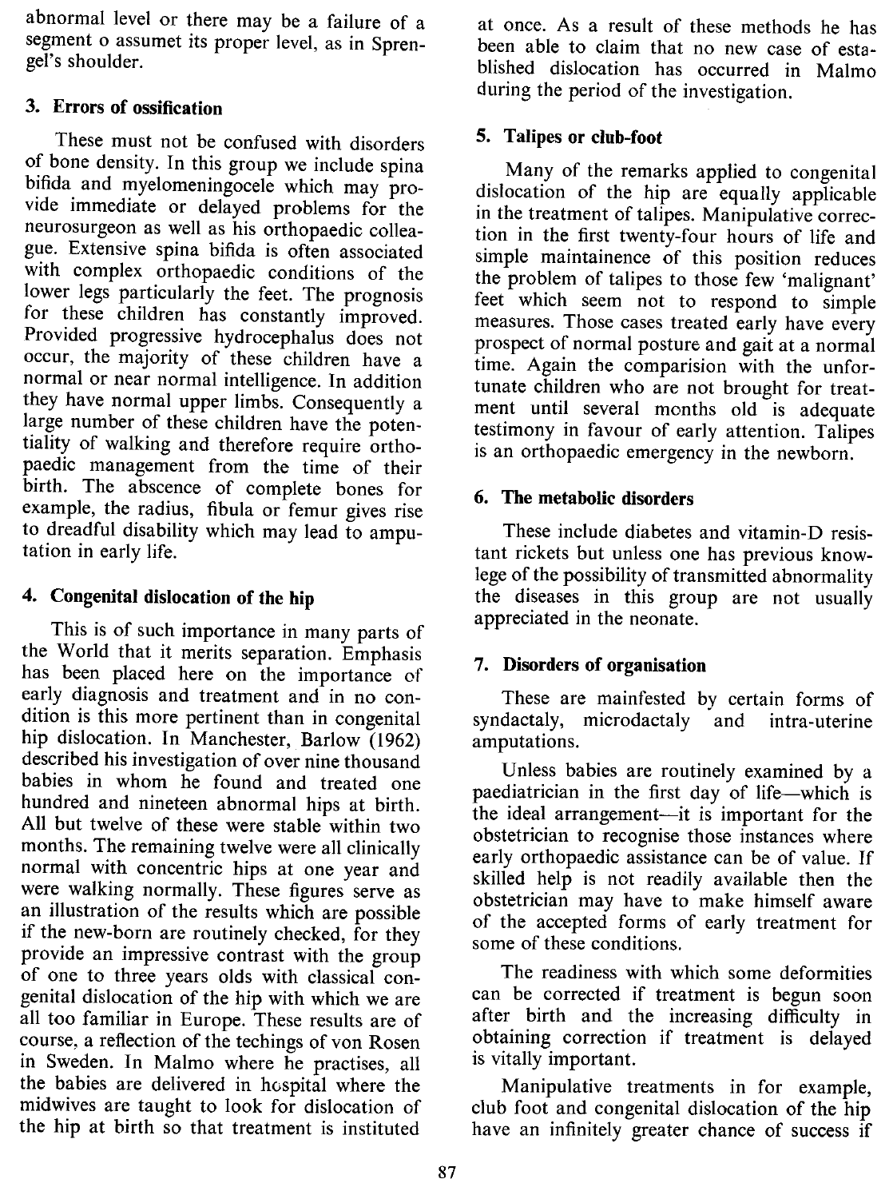abnormal level or there may be a failure of a segment o assumet its proper level, as in Sprengel's shoulder.

### 3. Errors of ossification

These must not be confused with disorders of bone density. In this group we include spina bifida and myelomeningocele which may provide immediate or delayed problems for the neurosurgeon as well as his orthopaedic colleague. Extensive spina bifida is often associated with complex orthopaedic conditions of the lower legs particularly the feet. The prognosis for these children has constantly improved. Provided progressive hydrocephalus does not occur, the majority of these children have a normal or near normal intelligence. In addition they have normal upper limbs. Consequently a large number of these children have the potentiality of walking and therefore require orthopaedic management from the time of their birth. The absence of complete bones for example, the radius, fibula or femur gives rise to dreadful disability which may lead to amputation in early life.

### 4. Congenital dislocation of the hip

This is of such importance in many parts of the World that it merits separation. Emphasis has been placed here on the importance of early diagnosis and treatment and in no condition is this more pertinent than in congenital hip dislocation. In Manchester, Barlow (1962) described his investigation of over nine thousand babies in whom he found and treated one hundred and nineteen abnormal hips at birth. All but twelve of these were stable within two months. The remaining twelve were all clinically normal with concentric hips at one year and were walking normally. These figures serve as an illustration of the results which are possible if the new-born are routinely checked, for they provide an impressive contrast with the group of one to three years olds with classical congenital dislocation of the hip with which we are all too familiar in Europe. These results are of course, a reflection of the techings of von Rosen in Sweden. In Malmo where he practises, all the babies are delivered in hospital where the midwives are taught to look for dislocation of the hip at birth so that treatment is instituted at once. As a result of these methods he has been able to claim that no new case of established dislocation has occurred in Malmo during the period of the investigation.

### 5. Talipes or club-foot

Many of the remarks applied to congenital dislocation of the hip are equally applicable in the treatment of talipes. Manipulative correction in the first twenty-four hours of life and simple maintainence of this position reduces the problem of talipes to those few 'malignant' feet which seem not to respond to simple measures. Those cases treated early have every prospect of normal posture and gait at a normal time. Again the comparision with the unfortunate children who are not brought for treatment until several months old is adequate testimony in favour of early attention. Talipes is an orthopaedic emergency in the newborn.

### 6. The metabolic disorders

These include diabetes and vitamin-D resistant rickets but unless one has previous knowlege of the possibility of transmitted abnormality the diseases in this group are not usually appreciated in the neonate.

### 7. Disorders of organisation

These are mainfested by certain forms of syndactaly, microdactaly and intra-uterine amputations.

Unless babies are routinely examined by a paediatrician in the first day of life—which is the ideal arrangement—it is important for the obstetrician to recognise those instances where early orthopaedic assistance can be of value. If skilled help is not readily available then the obstetrician may have to make himself aware of the accepted forms of early treatment for some of these conditions.

The readiness with which some deformities can be corrected if treatment is begun soon after birth and the increasing difficulty in obtaining correction if treatment is delayed is vitally important.

Manipulative treatments in for example, club foot and congenital dislocation of the hip have an infinitely greater chance of success if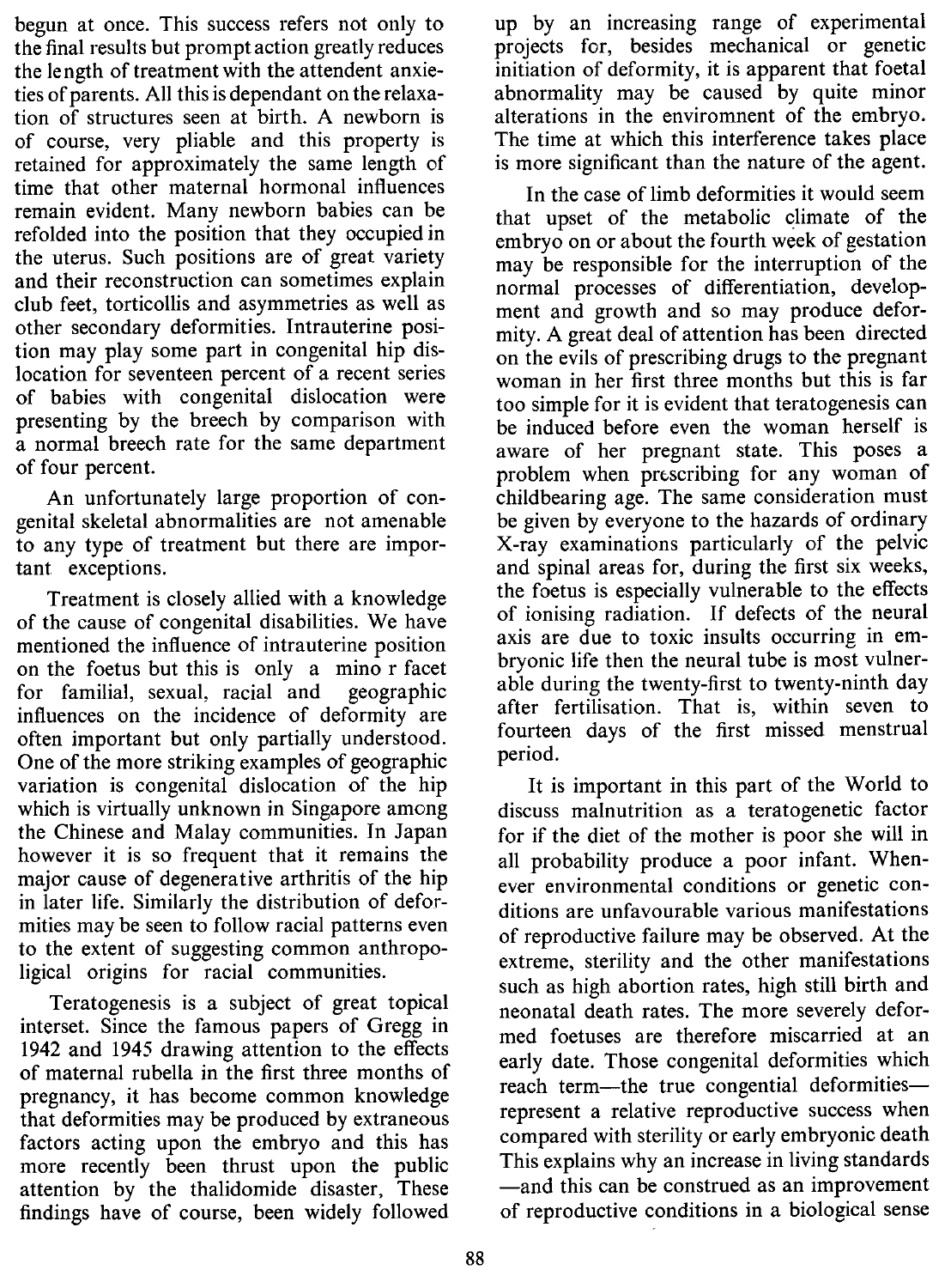begun at once. This success refers not only to the final results but prompt action greatly reduces the length of treatment with the attendent anxieties of parents. All this is dependant on the relaxation of structures seen at birth. A newborn is of course, very pliable and this property is retained for approximately the same length of time that other maternal hormonal influences remain evident. Many newborn babies can be refolded into the position that they occupied in the uterus. Such positions are of great variety and their reconstruction can sometimes explain club feet, torticollis and asymmetries as well as other secondary deformities. Intrauterine position may play some part in congenital hip dislocation for seventeen percent of a recent series of babies with congenital dislocation were presenting by the breech by comparison with a normal breech rate for the same department of four percent.

An unfortunately large proportion of congenital skeletal abnormalities are not amenable to any type of treatment but there are important exceptions.

Treatment is closely allied with a knowledge of the cause of congenital disabilities. We have mentioned the influence of intrauterine position on the foetus but this is only a mino r facet for familial, sexual, racial and geographic influences on the incidence of deformity are often important but only partially understood. One of the more striking examples of geographic variation is congenital dislocation of the hip which is virtually unknown in Singapore among the Chinese and Malay communities. In Japan however it is so frequent that it remains the major cause of degenerative arthritis of the hip in later life. Similarly the distribution of deformities may be seen to follow racial patterns even to the extent of suggesting common anthropoligical origins for racial communities.

Teratogenesis is a subject of great topical interset. Since the famous papers of Gregg in 1942 and 1945 drawing attention to the effects of maternal rubella in the first three months of pregnancy, it has become common knowledge that deformities may be produced by extraneous factors acting upon the embryo and this has more recently been thrust upon the public attention by the thalidomide disaster, These findings have of course, been widely followed up by an increasing range of experimental projects for, besides mechanical or genetic initiation of deformity, it is apparent that foetal abnormality may be caused by quite minor alterations in the enviromnent of the embryo. The time at which this interference takes place is more significant than the nature of the agent.

In the case of limb deformities it would seem that upset of the metabolic climate of the embryo on or about the fourth week of gestation may be responsible for the interruption of the normal processes of differentiation, development and growth and so may produce deformity. A great deal of attention has been directed on the evils of prescribing drugs to the pregnant woman in her first three months but this is far too simple for it is evident that teratogenesis can be induced before even the woman herself is aware of her pregnant state. This poses a problem when prescribing for any woman of childbearing age. The same consideration must be given by everyone to the hazards of ordinary X-ray examinations particularly of the pelvic and spinal areas for, during the first six weeks, the foetus is especially vulnerable to the effects of ionising radiation. If defects of the neural axis are due to toxic insults occurring in embryonic life then the neural tube is most vulnerable during the twenty-first to twenty-ninth day after fertilisation. That is, within seven to fourteen days of the first missed menstrual period.

It is important in this part of the World to discuss malnutrition as a teratogenetic factor for if the diet of the mother is poor she will in all probability produce a poor infant. Whenever environmental conditions or genetic conditions are unfavourable various manifestations of reproductive failure may be observed. At the extreme, sterility and the other manifestations such as high abortion rates, high still birth and neonatal death rates. The more severely deformed foetuses are therefore miscarried at an early date. Those congenital deformities which reach term—the true congential deformities—represent a relative reproductive success when compared with sterility or early embryonic death This explains why an increase in living standards —and this can be construed as an improvement of reproductive conditions in a biological sense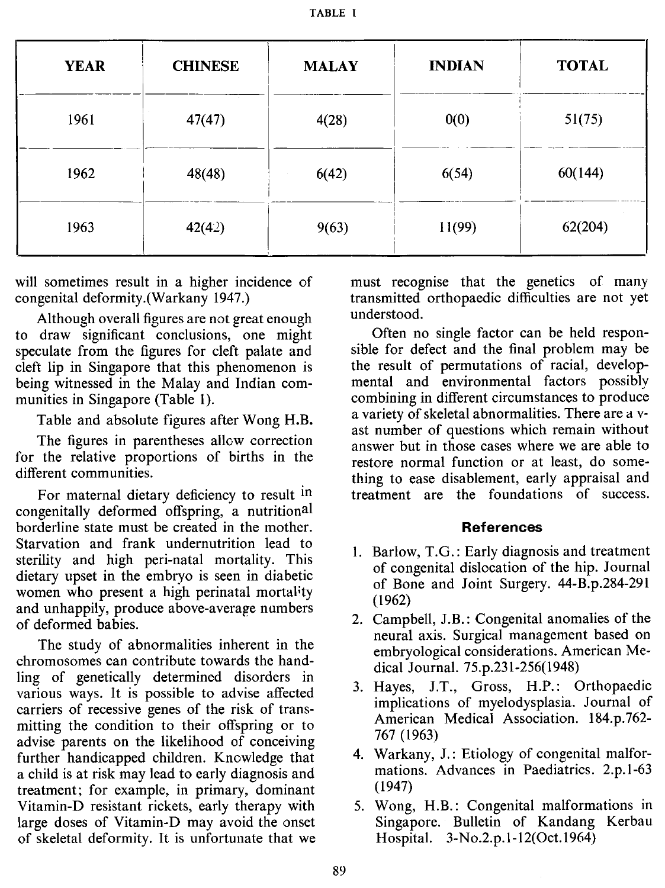TABLE I

| YEAR | CHINESE | MALAY | INDIAN | TOTAL |
|---|---|---|---|---|
| 1961 | 47(47) | 4(28) | 0(0) | 51(75) |
| 1962 | 48(48) | 6(42) | 6(54) | 60(144) |
| 1963 | 42(42) | 9(63) | 11(99) | 62(204) |

will sometimes result in a higher incidence of congenital deformity.(Warkany 1947.)

Although overall figures are not great enough to draw significant conclusions, one might speculate from the figures for cleft palate and cleft lip in Singapore that this phenomenon is being witnessed in the Malay and Indian communities in Singapore (Table 1).

Table and absolute figures after Wong H.B.

The figures in parentheses allow correction for the relative proportions of births in the different communities.

For maternal dietary deficiency to result in congenitally deformed offspring, a nutritional borderline state must be created in the mother. Starvation and frank undernutrition lead to sterility and high peri-natal mortality. This dietary upset in the embryo is seen in diabetic women who present a high perinatal mortality and unhappily, produce above-average numbers of deformed babies.

The study of abnormalities inherent in the chromosomes can contribute towards the handling of genetically determined disorders in various ways. It is possible to advise affected carriers of recessive genes of the risk of transmitting the condition to their offspring or to advise parents on the likelihood of conceiving further handicapped children. Knowledge that a child is at risk may lead to early diagnosis and treatment; for example, in primary, dominant Vitamin-D resistant rickets, early therapy with large doses of Vitamin-D may avoid the onset of skeletal deformity. It is unfortunate that we must recognise that the genetics of many transmitted orthopaedic difficulties are not yet understood.

Often no single factor can be held responsible for defect and the final problem may be the result of permutations of racial, developmental and environmental factors possibly combining in different circumstances to produce a variety of skeletal abnormalities. There are a vast number of questions which remain without answer but in those cases where we are able to restore normal function or at least, do something to ease disablement, early appraisal and treatment are the foundations of success.

## References

1. Barlow, T.G.: Early diagnosis and treatment of congenital dislocation of the hip. Journal of Bone and Joint Surgery. 44-B.p.284-291 (1962)
2. Campbell, J.B.: Congenital anomalies of the neural axis. Surgical management based on embryological considerations. American Medical Journal. 75.p.231-256(1948)
3. Hayes, J.T., Gross, H.P.: Orthopaedic implications of myelodysplasia. Journal of American Medical Association. 184.p.762-767 (1963)
4. Warkany, J.: Etiology of congenital malformations. Advances in Paediatrics. 2.p.1-63 (1947)
5. Wong, H.B.: Congenital malformations in Singapore. Bulletin of Kandang Kerbau Hospital. 3-No.2.p.1-12(Oct.1964)